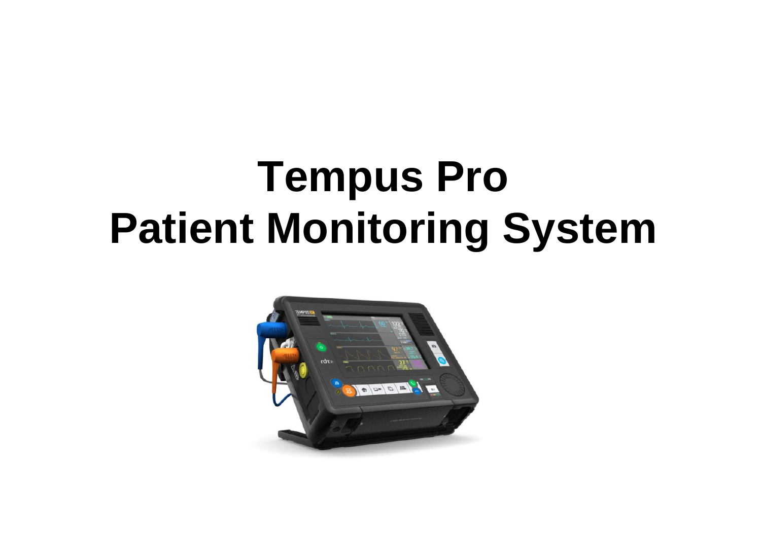# Tempus Pro
# Patient Monitoring System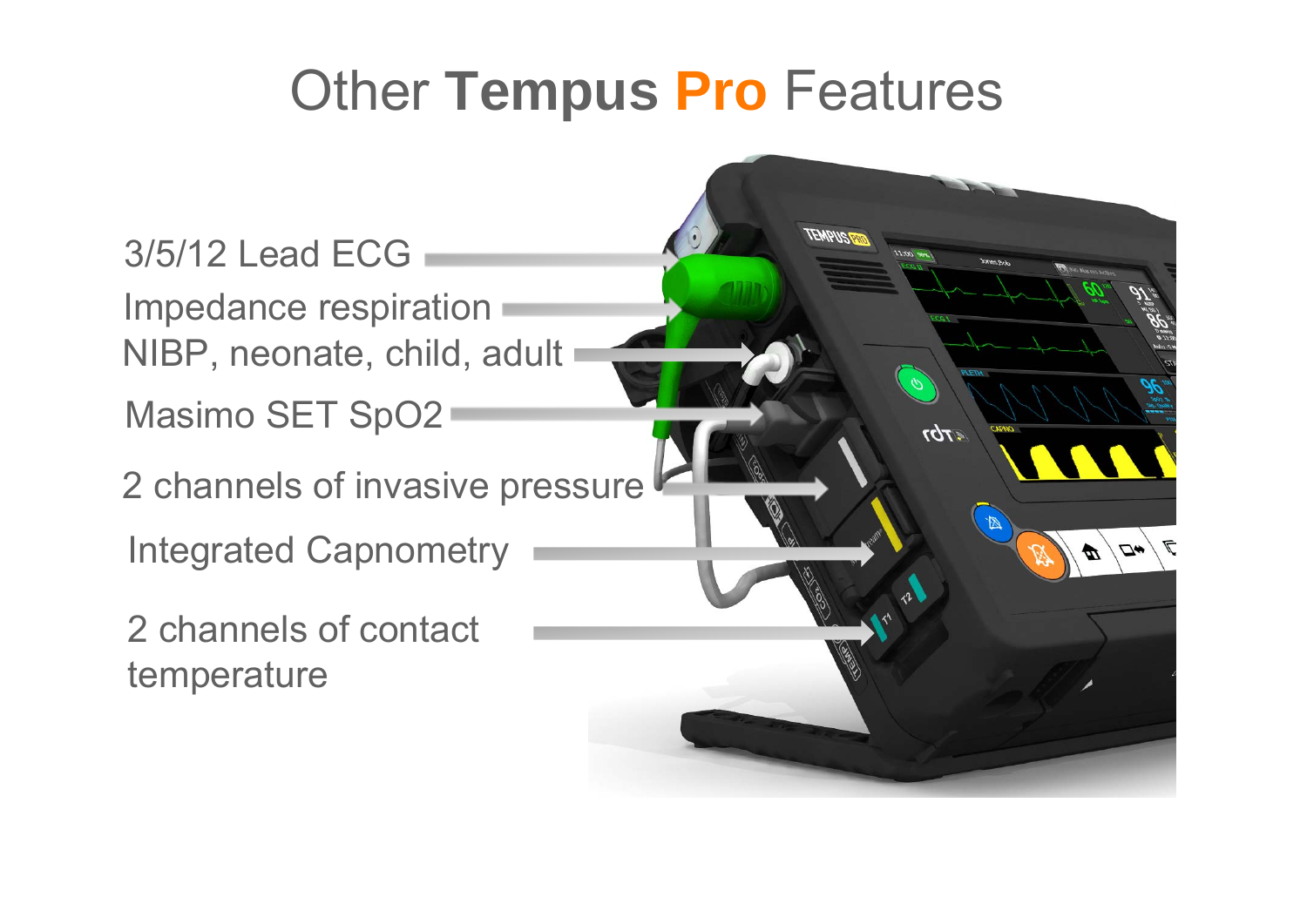# Other Tempus Pro Features

- 3/5/12 Lead ECG
- Impedance respiration
- NIBP, neonate, child, adult
- Masimo SET SpO2
- 2 channels of invasive pressure
- Integrated Capnometry
- 2 channels of contact temperature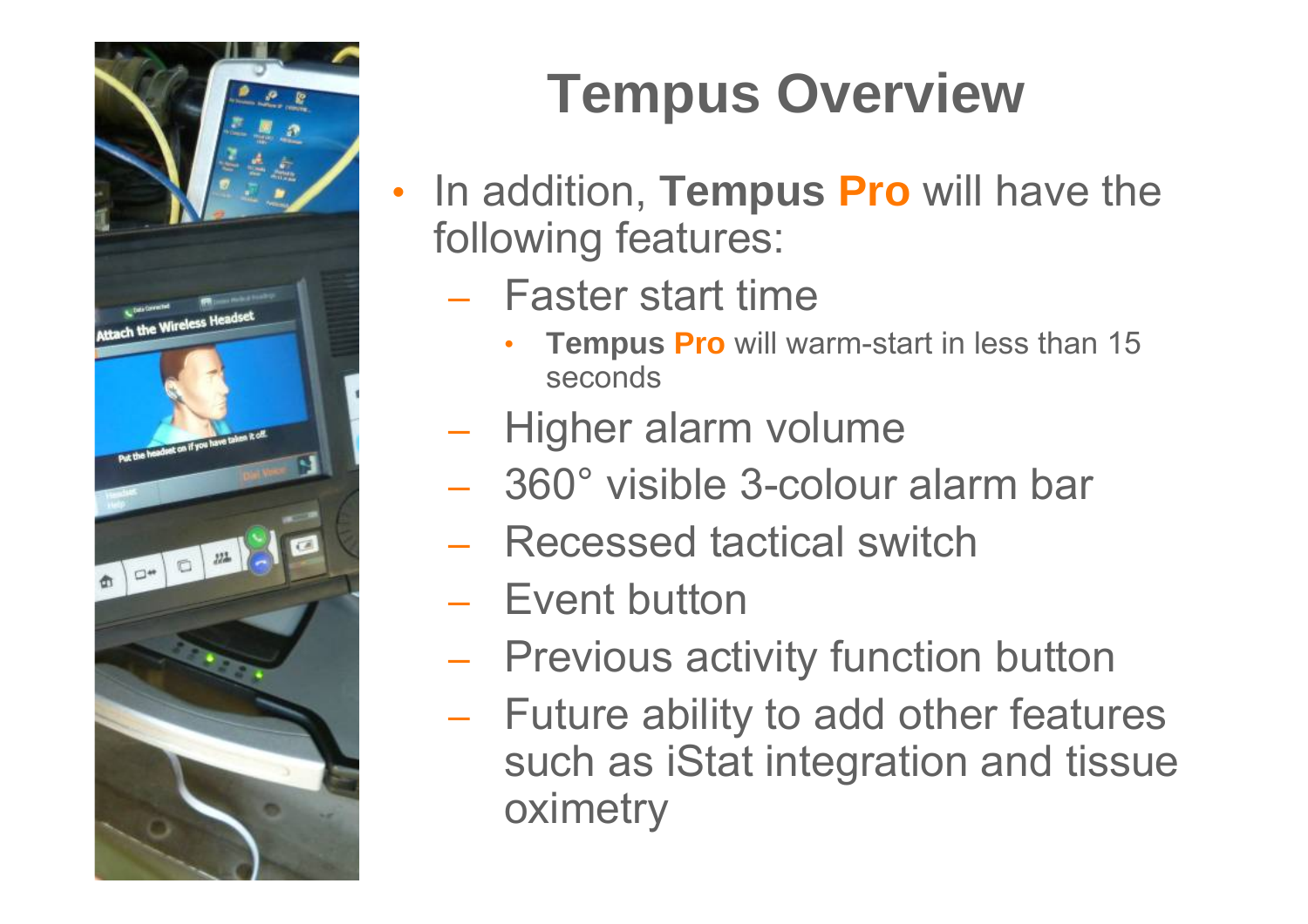# Tempus Overview

- In addition, **Tempus Pro** will have the following features:
  - Faster start time
    - **Tempus Pro** will warm-start in less than 15 seconds
  - Higher alarm volume
  - 360° visible 3-colour alarm bar
  - Recessed tactical switch
  - Event button
  - Previous activity function button
  - Future ability to add other features such as iStat integration and tissue oximetry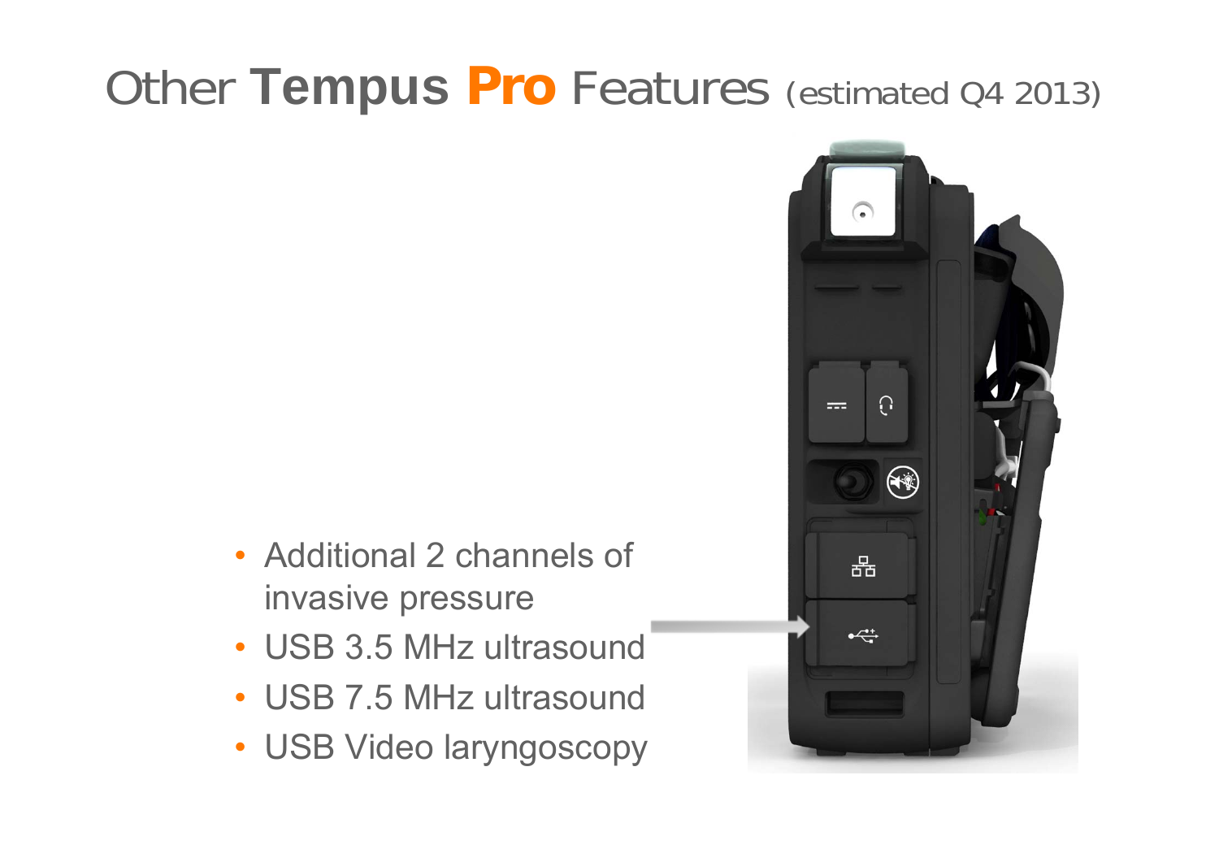# Other Tempus Pro Features (estimated Q4 2013)

- Additional 2 channels of invasive pressure
- USB 3.5 MHz ultrasound
- USB 7.5 MHz ultrasound
- USB Video laryngoscopy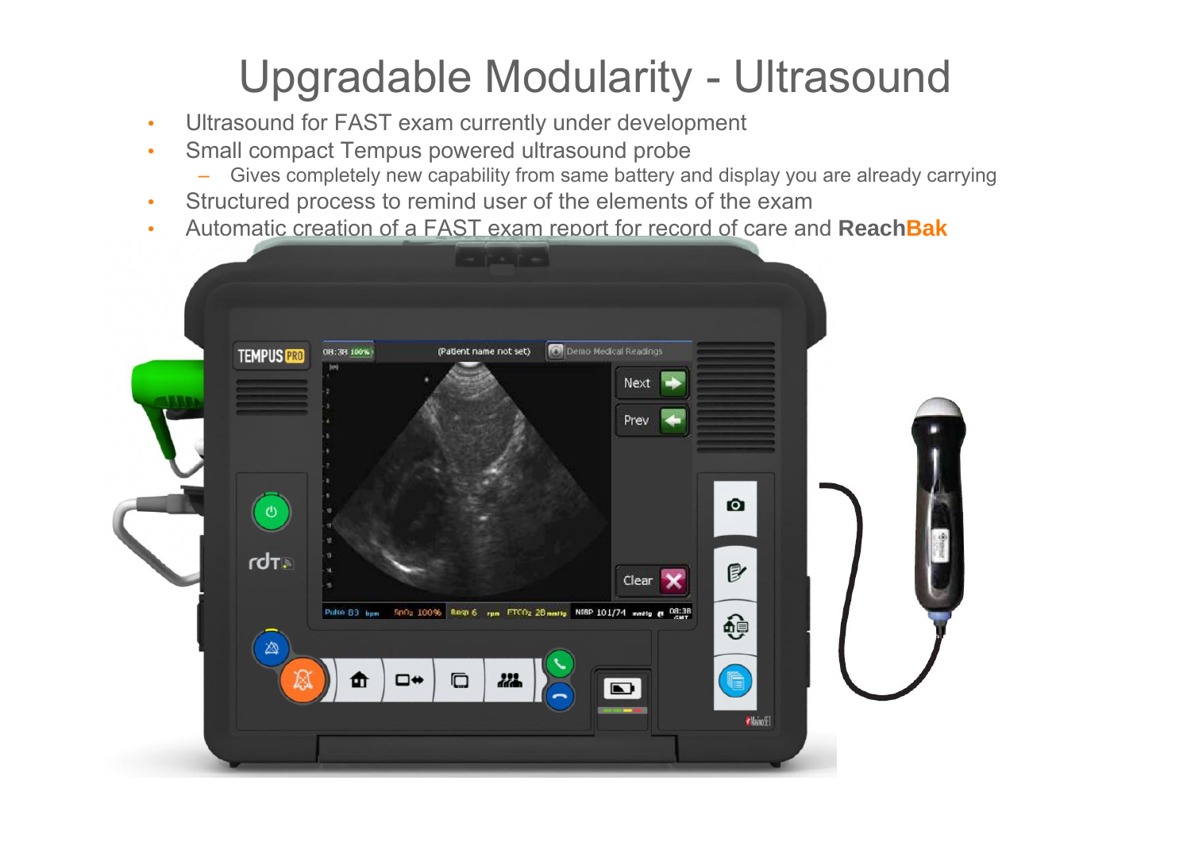# Upgradable Modularity - Ultrasound

- Ultrasound for FAST exam currently under development
- Small compact Tempus powered ultrasound probe
  - Gives completely new capability from same battery and display you are already carrying
- Structured process to remind user of the elements of the exam
- Automatic creation of a FAST exam report for record of care and **ReachBak**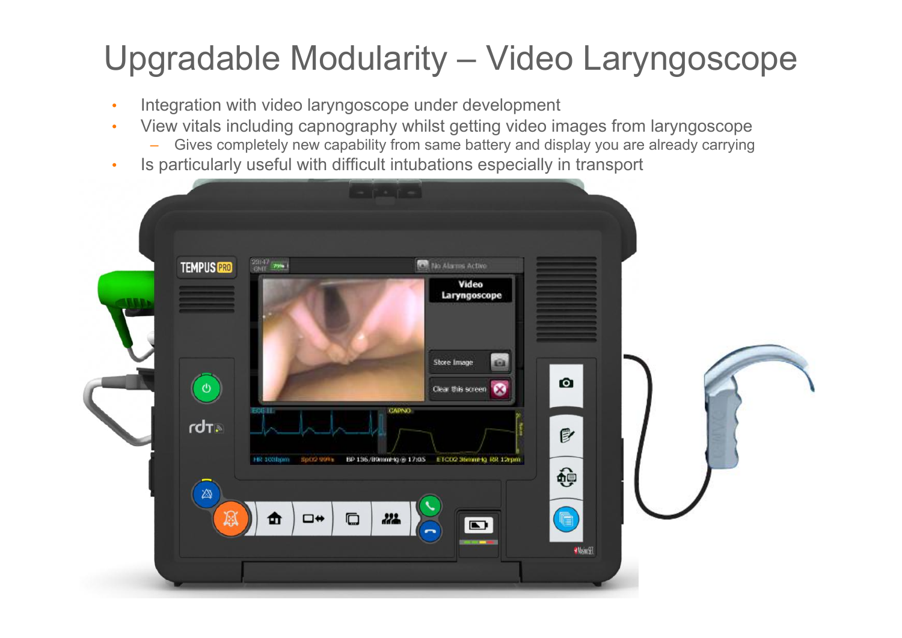# Upgradable Modularity – Video Laryngoscope

- Integration with video laryngoscope under development
- View vitals including capnography whilst getting video images from laryngoscope
  - Gives completely new capability from same battery and display you are already carrying
- Is particularly useful with difficult intubations especially in transport